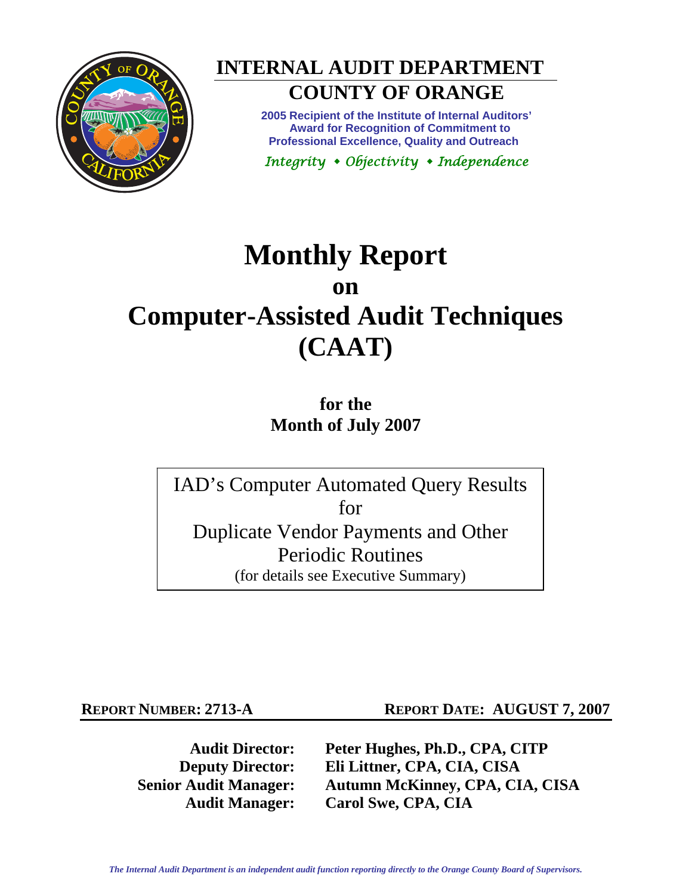# INTERNAL AUDIT DEPARTMENT

## COUNTY OF ORANGE

**2005 Recipient of the Institute of Internal Auditors' Award for Recognition of Commitment to Professional Excellence, Quality and Outreach**

*Integrity • Objectivity • Independence*

# Monthly Report on Computer-Assisted Audit Techniques (CAAT)

**for the Month of July 2007**

IAD's Computer Automated Query Results for Duplicate Vendor Payments and Other Periodic Routines
(for details see Executive Summary)

**REPORT NUMBER: 2713-A** **REPORT DATE: AUGUST 7, 2007**

| | |
|---|---|
| **Audit Director:** | **Peter Hughes, Ph.D., CPA, CITP** |
| **Deputy Director:** | **Eli Littner, CPA, CIA, CISA** |
| **Senior Audit Manager:** | **Autumn McKinney, CPA, CIA, CISA** |
| **Audit Manager:** | **Carol Swe, CPA, CIA** |

*The Internal Audit Department is an independent audit function reporting directly to the Orange County Board of Supervisors.*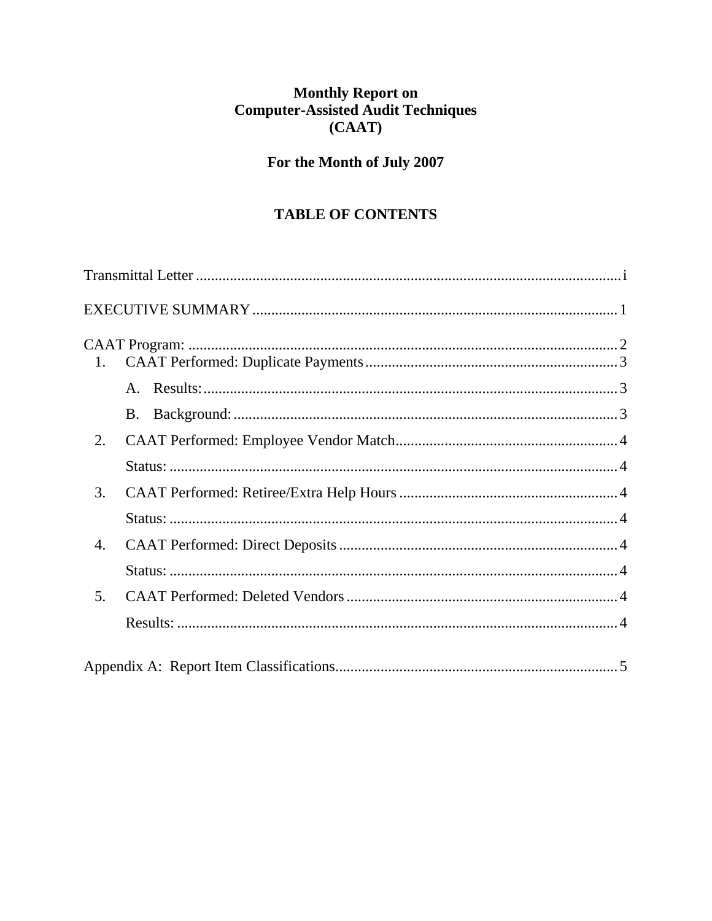# Monthly Report on Computer-Assisted Audit Techniques (CAAT)

## For the Month of July 2007

## TABLE OF CONTENTS

Transmittal Letter ........ i

EXECUTIVE SUMMARY ........ 1

CAAT Program: ........ 2

1. CAAT Performed: Duplicate Payments ........ 3
   - A. Results: ........ 3
   - B. Background: ........ 3
2. CAAT Performed: Employee Vendor Match ........ 4
   - Status: ........ 4
3. CAAT Performed: Retiree/Extra Help Hours ........ 4
   - Status: ........ 4
4. CAAT Performed: Direct Deposits ........ 4
   - Status: ........ 4
5. CAAT Performed: Deleted Vendors ........ 4
   - Results: ........ 4

Appendix A: Report Item Classifications ........ 5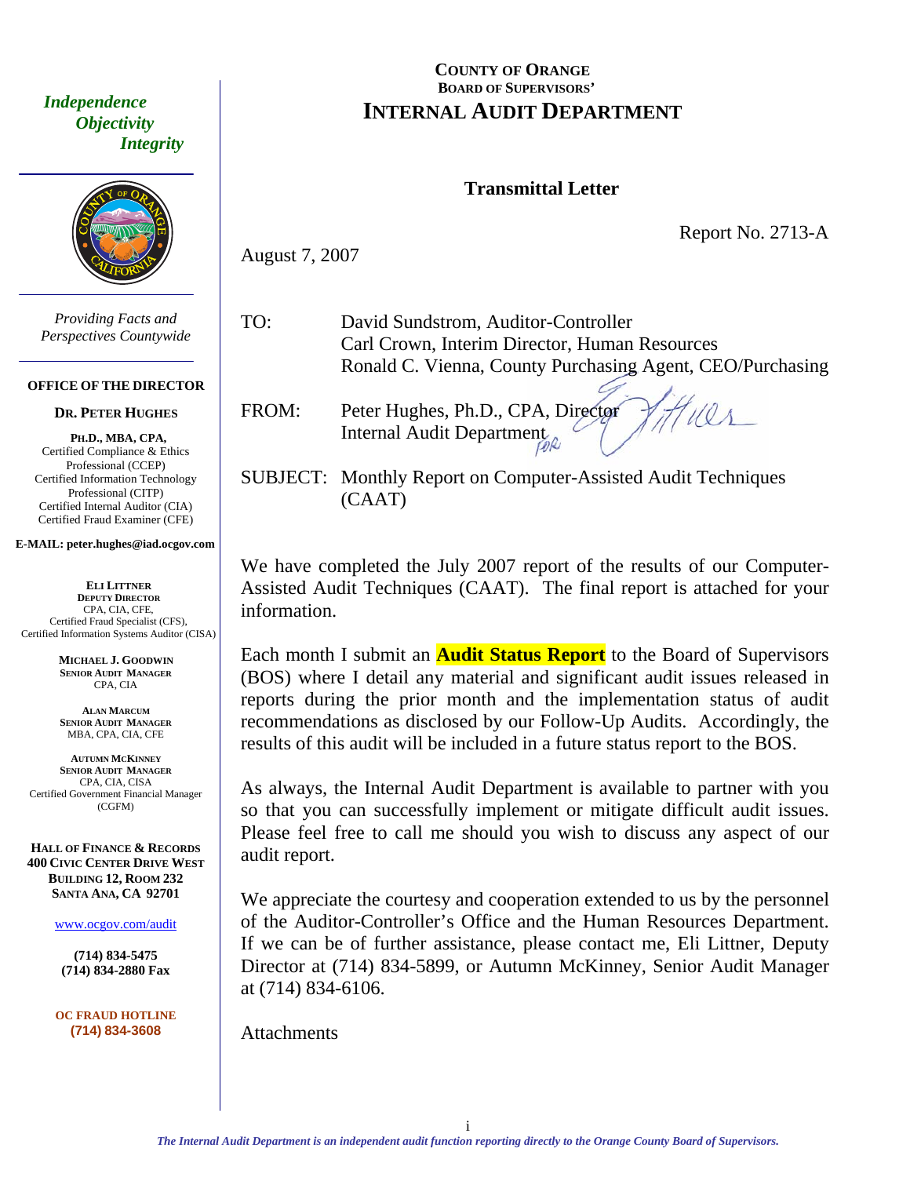# COUNTY OF ORANGE
## BOARD OF SUPERVISORS' INTERNAL AUDIT DEPARTMENT

*Independence*
*Objectivity*
*Integrity*

*Providing Facts and Perspectives Countywide*

**OFFICE OF THE DIRECTOR**

**DR. PETER HUGHES**
**PH.D., MBA, CPA,**
Certified Compliance & Ethics Professional (CCEP)
Certified Information Technology Professional (CITP)
Certified Internal Auditor (CIA)
Certified Fraud Examiner (CFE)

**E-MAIL: peter.hughes@iad.ocgov.com**

**ELI LITTNER**
**DEPUTY DIRECTOR**
CPA, CIA, CFE,
Certified Fraud Specialist (CFS),
Certified Information Systems Auditor (CISA)

**MICHAEL J. GOODWIN**
**SENIOR AUDIT MANAGER**
CPA, CIA

**ALAN MARCUM**
**SENIOR AUDIT MANAGER**
MBA, CPA, CIA, CFE

**AUTUMN MCKINNEY**
**SENIOR AUDIT MANAGER**
CPA, CIA, CISA
Certified Government Financial Manager (CGFM)

**HALL OF FINANCE & RECORDS**
**400 CIVIC CENTER DRIVE WEST**
**BUILDING 12, ROOM 232**
**SANTA ANA, CA 92701**

www.ocgov.com/audit

**(714) 834-5475**
**(714) 834-2880 Fax**

**OC FRAUD HOTLINE**
**(714) 834-3608**

### Transmittal Letter

Report No. 2713-A

August 7, 2007

TO: David Sundstrom, Auditor-Controller
Carl Crown, Interim Director, Human Resources
Ronald C. Vienna, County Purchasing Agent, CEO/Purchasing

FROM: Peter Hughes, Ph.D., CPA, Director
Internal Audit Department

SUBJECT: Monthly Report on Computer-Assisted Audit Techniques (CAAT)

We have completed the July 2007 report of the results of our Computer-Assisted Audit Techniques (CAAT). The final report is attached for your information.

Each month I submit an **Audit Status Report** to the Board of Supervisors (BOS) where I detail any material and significant audit issues released in reports during the prior month and the implementation status of audit recommendations as disclosed by our Follow-Up Audits. Accordingly, the results of this audit will be included in a future status report to the BOS.

As always, the Internal Audit Department is available to partner with you so that you can successfully implement or mitigate difficult audit issues. Please feel free to call me should you wish to discuss any aspect of our audit report.

We appreciate the courtesy and cooperation extended to us by the personnel of the Auditor-Controller's Office and the Human Resources Department. If we can be of further assistance, please contact me, Eli Littner, Deputy Director at (714) 834-5899, or Autumn McKinney, Senior Audit Manager at (714) 834-6106.

Attachments

*The Internal Audit Department is an independent audit function reporting directly to the Orange County Board of Supervisors.*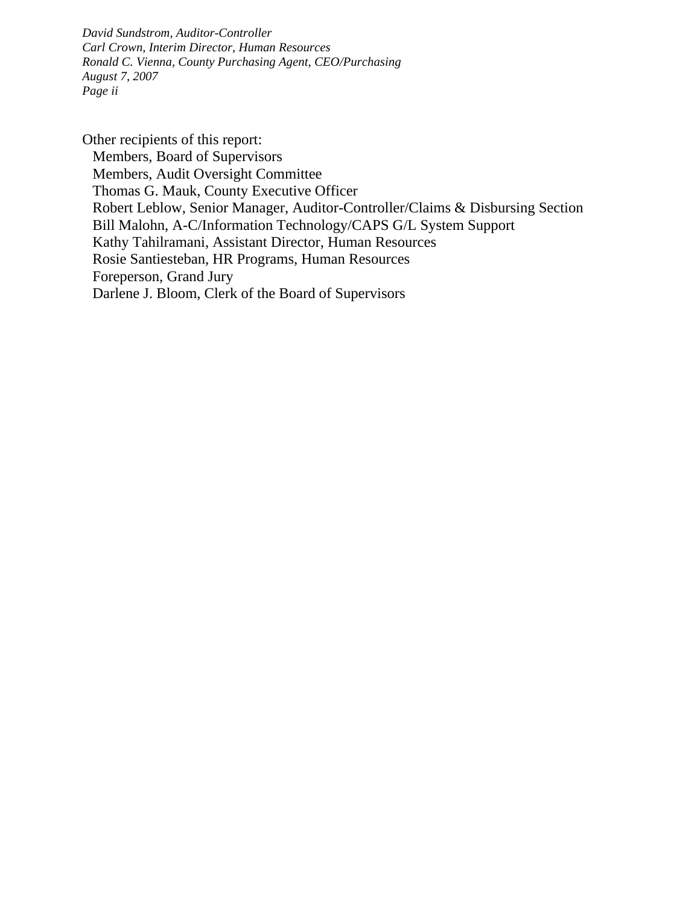Other recipients of this report:

- Members, Board of Supervisors
- Members, Audit Oversight Committee
- Thomas G. Mauk, County Executive Officer
- Robert Leblow, Senior Manager, Auditor-Controller/Claims & Disbursing Section
- Bill Malohn, A-C/Information Technology/CAPS G/L System Support
- Kathy Tahilramani, Assistant Director, Human Resources
- Rosie Santiesteban, HR Programs, Human Resources
- Foreperson, Grand Jury
- Darlene J. Bloom, Clerk of the Board of Supervisors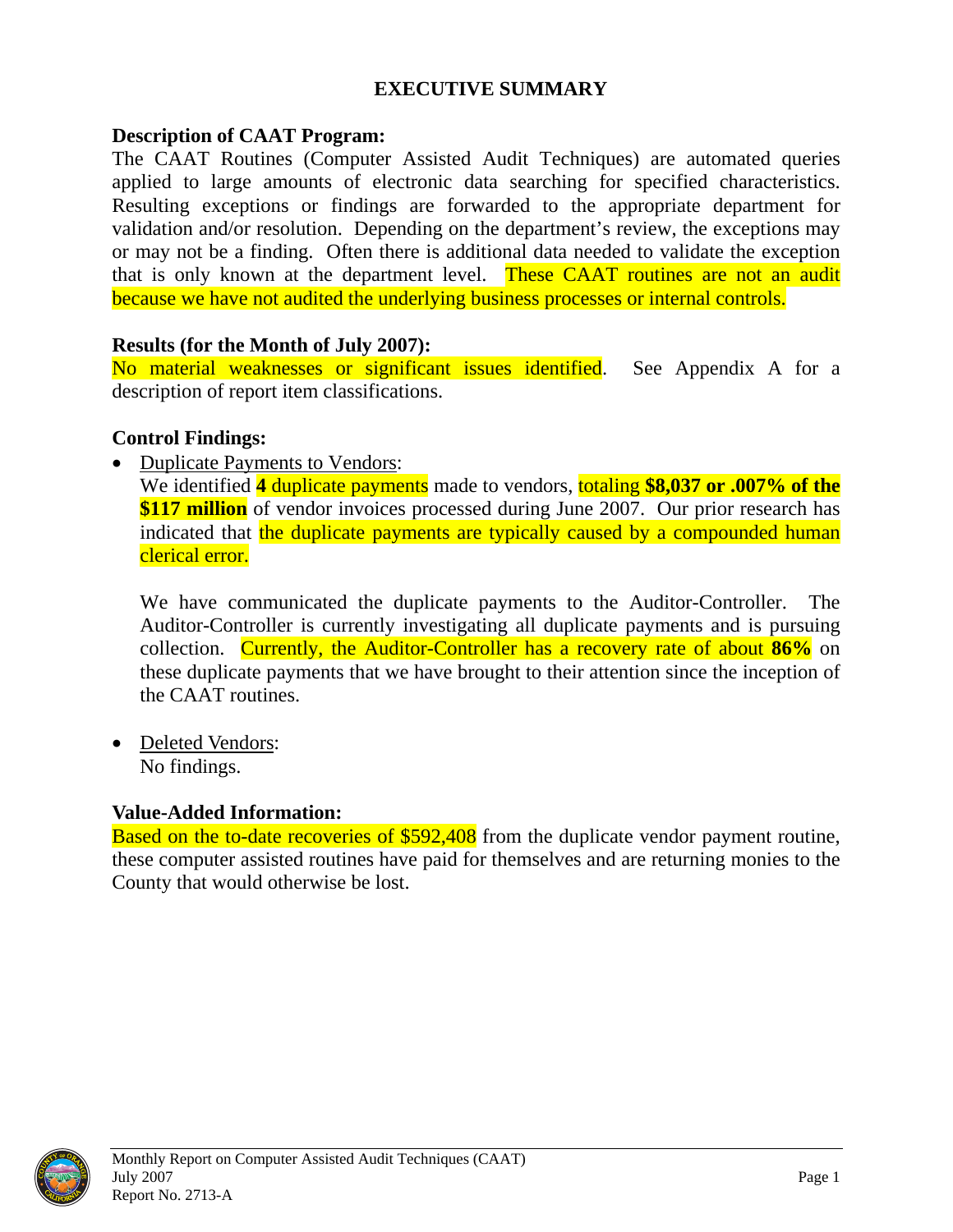# EXECUTIVE SUMMARY

### Description of CAAT Program:

The CAAT Routines (Computer Assisted Audit Techniques) are automated queries applied to large amounts of electronic data searching for specified characteristics. Resulting exceptions or findings are forwarded to the appropriate department for validation and/or resolution. Depending on the department's review, the exceptions may or may not be a finding. Often there is additional data needed to validate the exception that is only known at the department level. These CAAT routines are not an audit because we have not audited the underlying business processes or internal controls.

### Results (for the Month of July 2007):

No material weaknesses or significant issues identified. See Appendix A for a description of report item classifications.

### Control Findings:

- Duplicate Payments to Vendors:
  We identified **4** duplicate payments made to vendors, totaling **$8,037 or .007% of the $117 million** of vendor invoices processed during June 2007. Our prior research has indicated that the duplicate payments are typically caused by a compounded human clerical error.

  We have communicated the duplicate payments to the Auditor-Controller. The Auditor-Controller is currently investigating all duplicate payments and is pursuing collection. Currently, the Auditor-Controller has a recovery rate of about **86%** on these duplicate payments that we have brought to their attention since the inception of the CAAT routines.

- Deleted Vendors:
  No findings.

### Value-Added Information:

Based on the to-date recoveries of $592,408 from the duplicate vendor payment routine, these computer assisted routines have paid for themselves and are returning monies to the County that would otherwise be lost.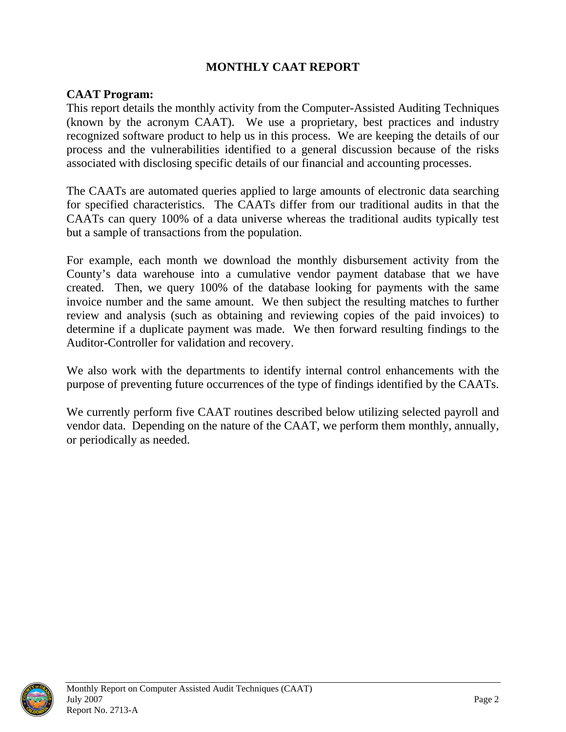# MONTHLY CAAT REPORT

**CAAT Program:**
This report details the monthly activity from the Computer-Assisted Auditing Techniques (known by the acronym CAAT). We use a proprietary, best practices and industry recognized software product to help us in this process. We are keeping the details of our process and the vulnerabilities identified to a general discussion because of the risks associated with disclosing specific details of our financial and accounting processes.

The CAATs are automated queries applied to large amounts of electronic data searching for specified characteristics. The CAATs differ from our traditional audits in that the CAATs can query 100% of a data universe whereas the traditional audits typically test but a sample of transactions from the population.

For example, each month we download the monthly disbursement activity from the County's data warehouse into a cumulative vendor payment database that we have created. Then, we query 100% of the database looking for payments with the same invoice number and the same amount. We then subject the resulting matches to further review and analysis (such as obtaining and reviewing copies of the paid invoices) to determine if a duplicate payment was made. We then forward resulting findings to the Auditor-Controller for validation and recovery.

We also work with the departments to identify internal control enhancements with the purpose of preventing future occurrences of the type of findings identified by the CAATs.

We currently perform five CAAT routines described below utilizing selected payroll and vendor data. Depending on the nature of the CAAT, we perform them monthly, annually, or periodically as needed.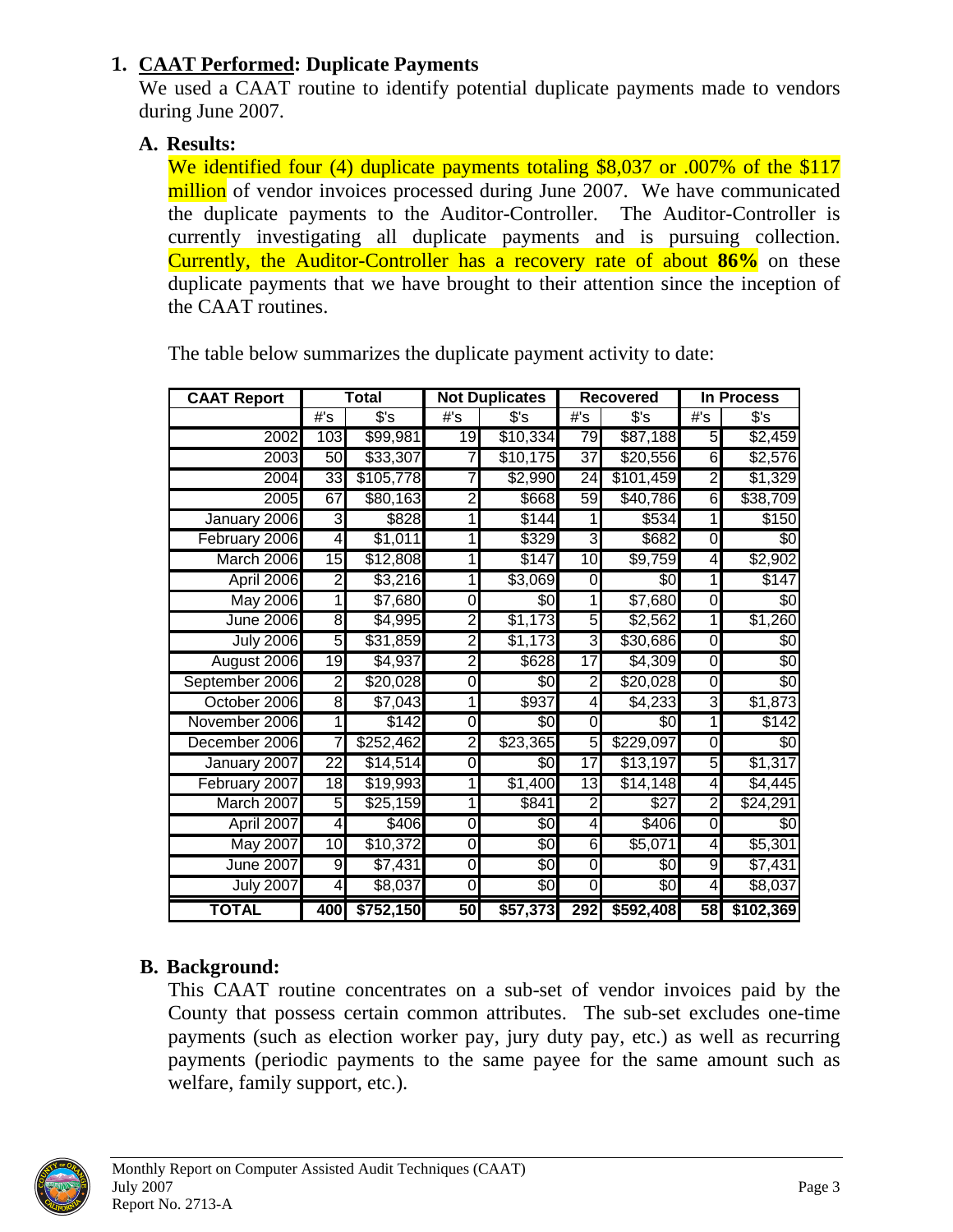## 1. **CAAT Performed: Duplicate Payments**

We used a CAAT routine to identify potential duplicate payments made to vendors during June 2007.

### A. Results:

We identified four (4) duplicate payments totaling $8,037 or .007% of the $117 million of vendor invoices processed during June 2007. We have communicated the duplicate payments to the Auditor-Controller. The Auditor-Controller is currently investigating all duplicate payments and is pursuing collection. Currently, the Auditor-Controller has a recovery rate of about **86%** on these duplicate payments that we have brought to their attention since the inception of the CAAT routines.

The table below summarizes the duplicate payment activity to date:

| CAAT Report | Total | | Not Duplicates | | Recovered | | In Process | |
|---|---|---|---|---|---|---|---|---|
| | #'s | $'s | #'s | $'s | #'s | $'s | #'s | $'s |
| 2002 | 103 | $99,981 | 19 | $10,334 | 79 | $87,188 | 5 | $2,459 |
| 2003 | 50 | $33,307 | 7 | $10,175 | 37 | $20,556 | 6 | $2,576 |
| 2004 | 33 | $105,778 | 7 | $2,990 | 24 | $101,459 | 2 | $1,329 |
| 2005 | 67 | $80,163 | 2 | $668 | 59 | $40,786 | 6 | $38,709 |
| January 2006 | 3 | $828 | 1 | $144 | 1 | $534 | 1 | $150 |
| February 2006 | 4 | $1,011 | 1 | $329 | 3 | $682 | 0 | $0 |
| March 2006 | 15 | $12,808 | 1 | $147 | 10 | $9,759 | 4 | $2,902 |
| April 2006 | 2 | $3,216 | 1 | $3,069 | 0 | $0 | 1 | $147 |
| May 2006 | 1 | $7,680 | 0 | $0 | 1 | $7,680 | 0 | $0 |
| June 2006 | 8 | $4,995 | 2 | $1,173 | 5 | $2,562 | 1 | $1,260 |
| July 2006 | 5 | $31,859 | 2 | $1,173 | 3 | $30,686 | 0 | $0 |
| August 2006 | 19 | $4,937 | 2 | $628 | 17 | $4,309 | 0 | $0 |
| September 2006 | 2 | $20,028 | 0 | $0 | 2 | $20,028 | 0 | $0 |
| October 2006 | 8 | $7,043 | 1 | $937 | 4 | $4,233 | 3 | $1,873 |
| November 2006 | 1 | $142 | 0 | $0 | 0 | $0 | 1 | $142 |
| December 2006 | 7 | $252,462 | 2 | $23,365 | 5 | $229,097 | 0 | $0 |
| January 2007 | 22 | $14,514 | 0 | $0 | 17 | $13,197 | 5 | $1,317 |
| February 2007 | 18 | $19,993 | 1 | $1,400 | 13 | $14,148 | 4 | $4,445 |
| March 2007 | 5 | $25,159 | 1 | $841 | 2 | $27 | 2 | $24,291 |
| April 2007 | 4 | $406 | 0 | $0 | 4 | $406 | 0 | $0 |
| May 2007 | 10 | $10,372 | 0 | $0 | 6 | $5,071 | 4 | $5,301 |
| June 2007 | 9 | $7,431 | 0 | $0 | 0 | $0 | 9 | $7,431 |
| July 2007 | 4 | $8,037 | 0 | $0 | 0 | $0 | 4 | $8,037 |
| **TOTAL** | **400** | **$752,150** | **50** | **$57,373** | **292** | **$592,408** | **58** | **$102,369** |

### B. Background:

This CAAT routine concentrates on a sub-set of vendor invoices paid by the County that possess certain common attributes. The sub-set excludes one-time payments (such as election worker pay, jury duty pay, etc.) as well as recurring payments (periodic payments to the same payee for the same amount such as welfare, family support, etc.).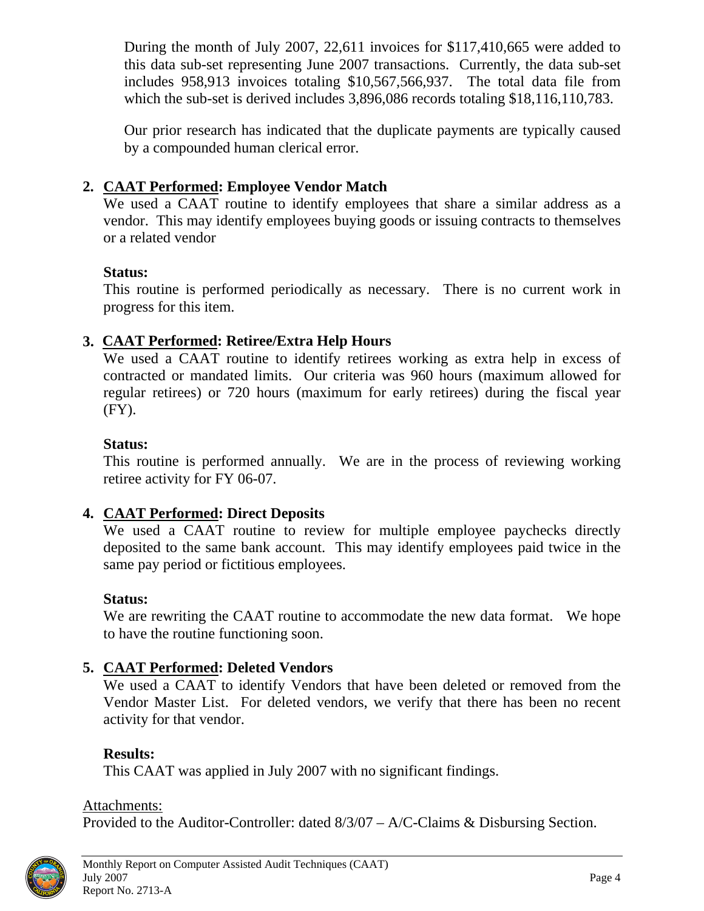During the month of July 2007, 22,611 invoices for $117,410,665 were added to this data sub-set representing June 2007 transactions. Currently, the data sub-set includes 958,913 invoices totaling $10,567,566,937. The total data file from which the sub-set is derived includes 3,896,086 records totaling $18,116,110,783.

Our prior research has indicated that the duplicate payments are typically caused by a compounded human clerical error.

2. **<u>CAAT Performed</u>: Employee Vendor Match**

   We used a CAAT routine to identify employees that share a similar address as a vendor. This may identify employees buying goods or issuing contracts to themselves or a related vendor

   **Status:**

   This routine is performed periodically as necessary. There is no current work in progress for this item.

3. **<u>CAAT Performed</u>: Retiree/Extra Help Hours**

   We used a CAAT routine to identify retirees working as extra help in excess of contracted or mandated limits. Our criteria was 960 hours (maximum allowed for regular retirees) or 720 hours (maximum for early retirees) during the fiscal year (FY).

   **Status:**

   This routine is performed annually. We are in the process of reviewing working retiree activity for FY 06-07.

4. **<u>CAAT Performed</u>: Direct Deposits**

   We used a CAAT routine to review for multiple employee paychecks directly deposited to the same bank account. This may identify employees paid twice in the same pay period or fictitious employees.

   **Status:**

   We are rewriting the CAAT routine to accommodate the new data format. We hope to have the routine functioning soon.

5. **<u>CAAT Performed</u>: Deleted Vendors**

   We used a CAAT to identify Vendors that have been deleted or removed from the Vendor Master List. For deleted vendors, we verify that there has been no recent activity for that vendor.

   **Results:**

   This CAAT was applied in July 2007 with no significant findings.

<u>Attachments:</u>

Provided to the Auditor-Controller: dated 8/3/07 – A/C-Claims & Disbursing Section.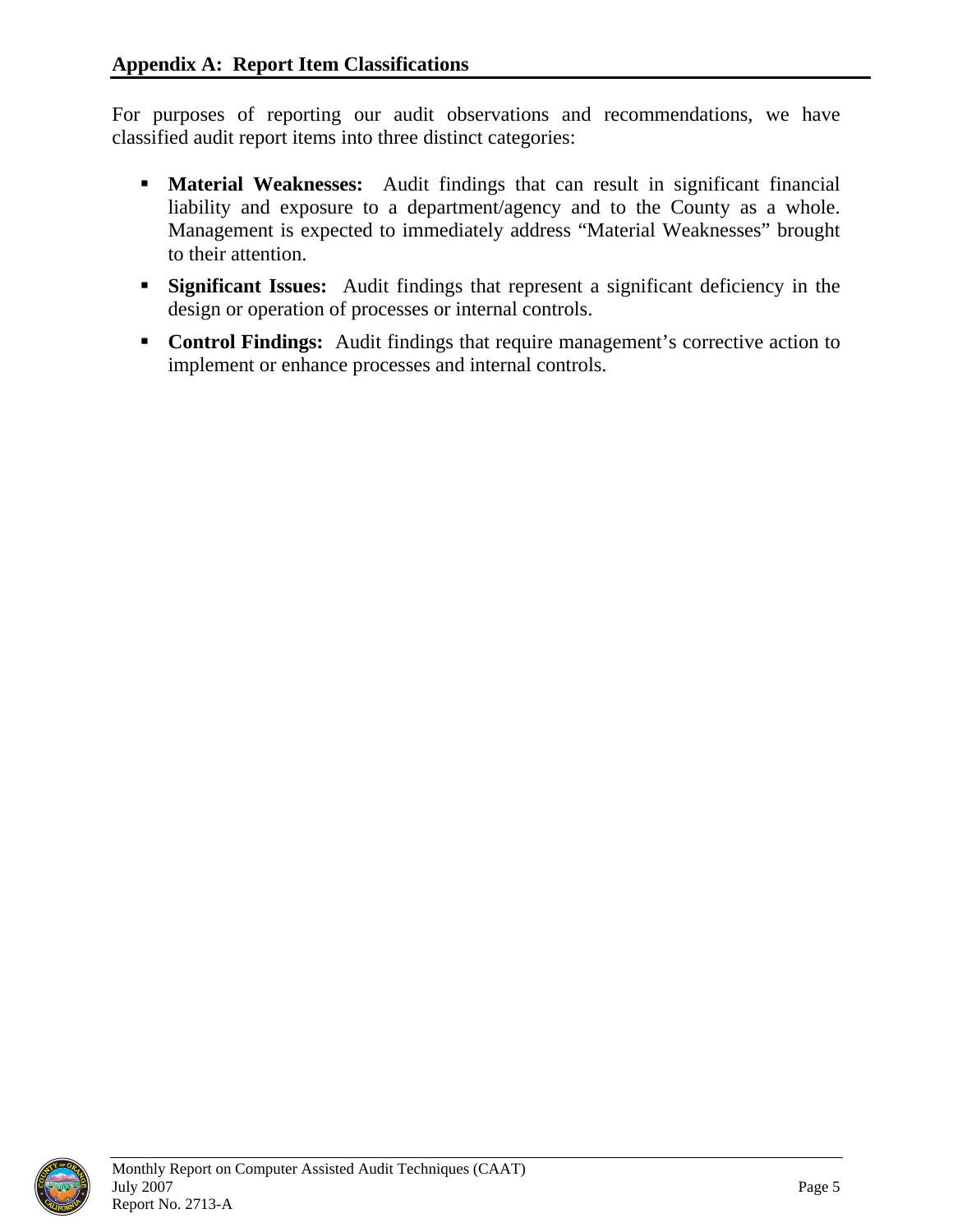## Appendix A: Report Item Classifications

For purposes of reporting our audit observations and recommendations, we have classified audit report items into three distinct categories:

- **Material Weaknesses:** Audit findings that can result in significant financial liability and exposure to a department/agency and to the County as a whole. Management is expected to immediately address "Material Weaknesses" brought to their attention.
- **Significant Issues:** Audit findings that represent a significant deficiency in the design or operation of processes or internal controls.
- **Control Findings:** Audit findings that require management's corrective action to implement or enhance processes and internal controls.